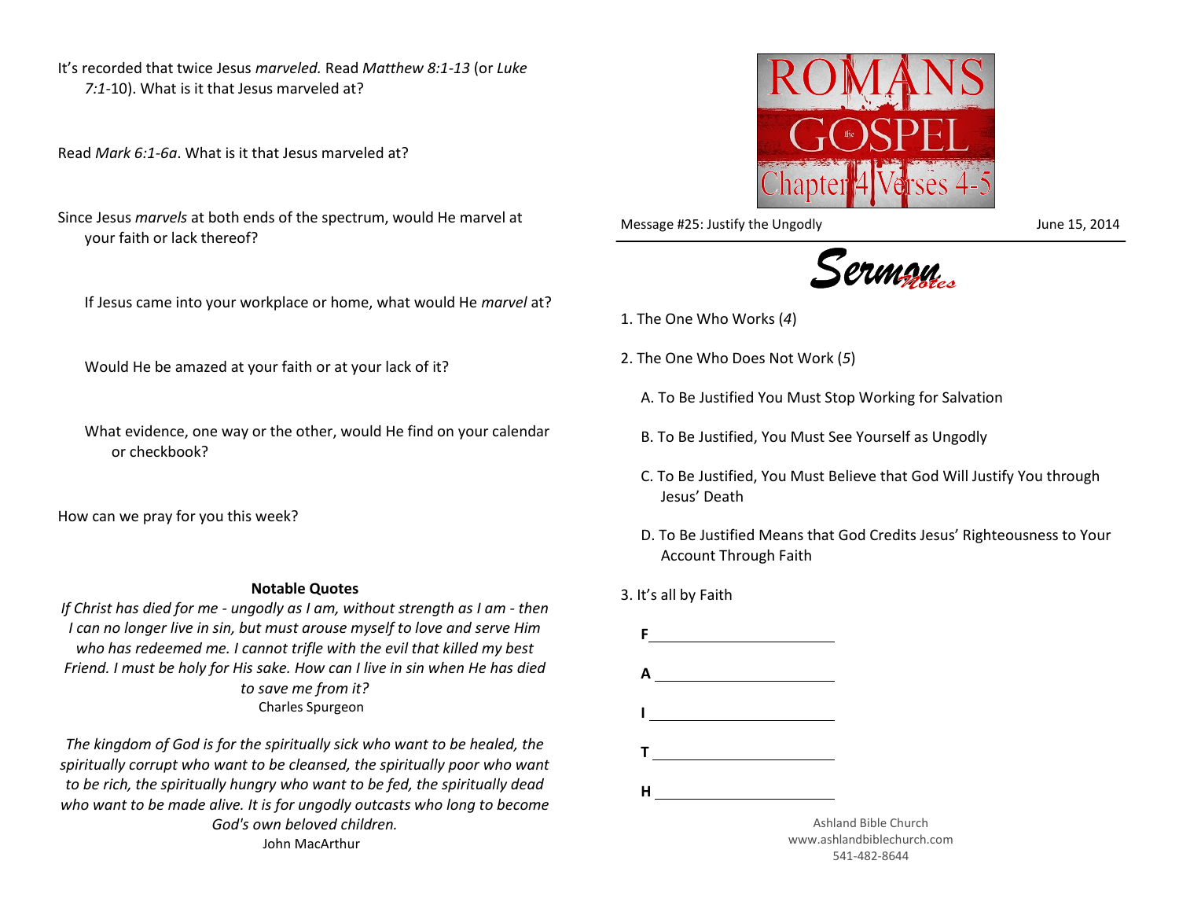It's recorded that twice Jesus *marveled.* Read *Matthew 8:1-13* (or *Luke 7:1*-10). What is it that Jesus marveled at?

Read *Mark 6:1-6a*. What is it that Jesus marveled at?

Since Jesus *marvels* at both ends of the spectrum, would He marvel at your faith or lack thereof?

If Jesus came into your workplace or home, what would He *marvel* at?

Would He be amazed at your faith or at your lack of it?

What evidence, one way or the other, would He find on your calendar or checkbook?

How can we pray for you this week?

**Notable Quotes**

*If Christ has died for me - ungodly as I am, without strength as I am - then I can no longer live in sin, but must arouse myself to love and serve Him who has redeemed me. I cannot trifle with the evil that killed my best Friend. I must be holy for His sake. How can I live in sin when He has died to save me from it?*
Charles Spurgeon

*The kingdom of God is for the spiritually sick who want to be healed, the spiritually corrupt who want to be cleansed, the spiritually poor who want to be rich, the spiritually hungry who want to be fed, the spiritually dead who want to be made alive. It is for ungodly outcasts who long to become God's own beloved children.*
John MacArthur

# ROMANS the GOSPEL Chapter 4 Verses 4-5

Message #25: Justify the Ungodly — June 15, 2014

## Sermon Notes

1. The One Who Works (*4*)

2. The One Who Does Not Work (*5*)

   A. To Be Justified You Must Stop Working for Salvation

   B. To Be Justified, You Must See Yourself as Ungodly

   C. To Be Justified, You Must Believe that God Will Justify You through Jesus' Death

   D. To Be Justified Means that God Credits Jesus' Righteousness to Your Account Through Faith

3. It's all by Faith

**F** ____________________

**A** ____________________

**I** ____________________

**T** ____________________

**H** ____________________

Ashland Bible Church
www.ashlandbiblechurch.com
541-482-8644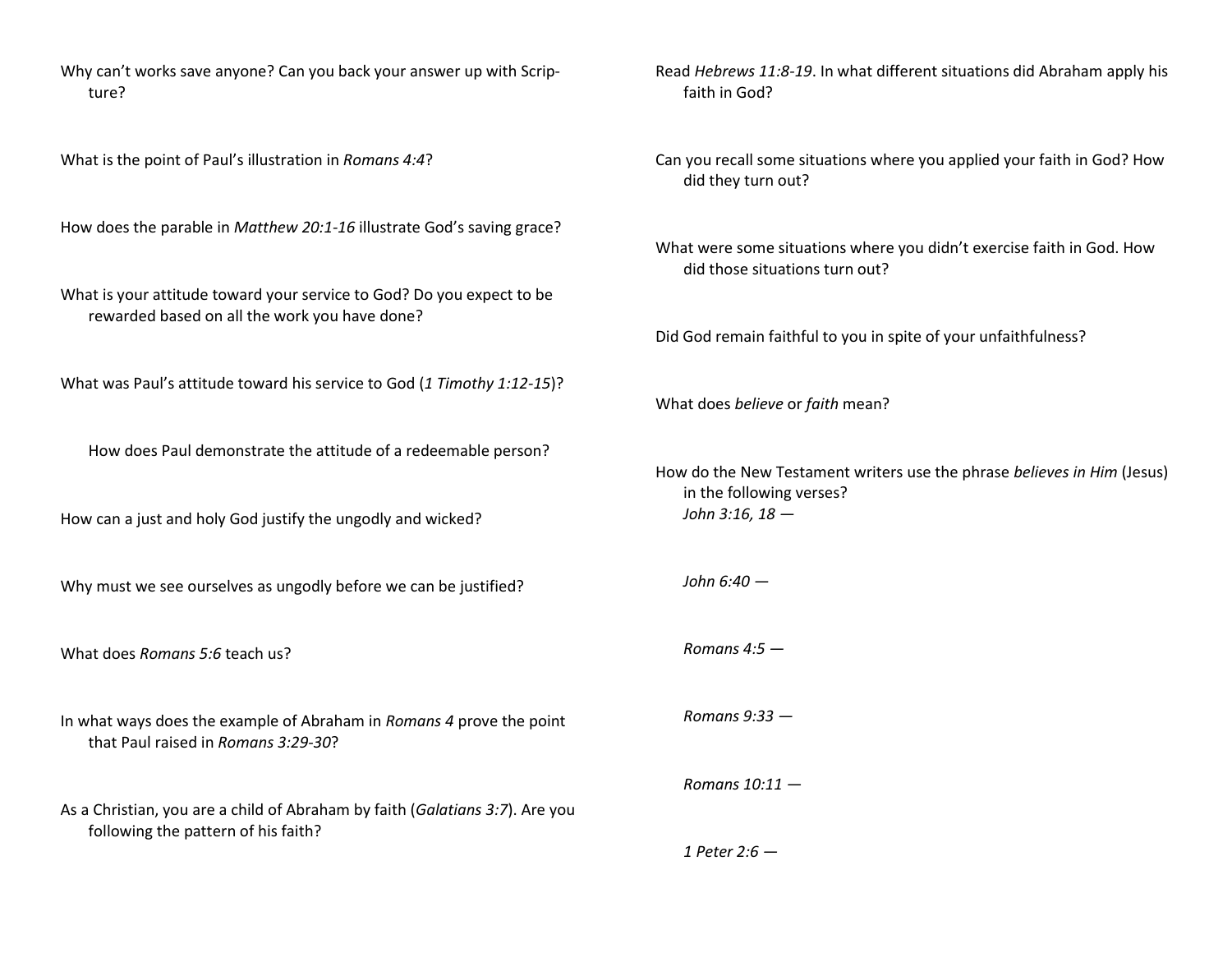Why can't works save anyone? Can you back your answer up with Scripture?

What is the point of Paul's illustration in *Romans 4:4*?

How does the parable in *Matthew 20:1-16* illustrate God's saving grace?

What is your attitude toward your service to God? Do you expect to be rewarded based on all the work you have done?

What was Paul's attitude toward his service to God (*1 Timothy 1:12-15*)?

How does Paul demonstrate the attitude of a redeemable person?

How can a just and holy God justify the ungodly and wicked?

Why must we see ourselves as ungodly before we can be justified?

What does *Romans 5:6* teach us?

In what ways does the example of Abraham in *Romans 4* prove the point that Paul raised in *Romans 3:29-30*?

As a Christian, you are a child of Abraham by faith (*Galatians 3:7*). Are you following the pattern of his faith?

Read *Hebrews 11:8-19*. In what different situations did Abraham apply his faith in God?

Can you recall some situations where you applied your faith in God? How did they turn out?

What were some situations where you didn't exercise faith in God. How did those situations turn out?

Did God remain faithful to you in spite of your unfaithfulness?

What does *believe* or *faith* mean?

How do the New Testament writers use the phrase *believes in Him* (Jesus) in the following verses?

*John 3:16, 18 —*

*John 6:40 —*

*Romans 4:5 —*

*Romans 9:33 —*

*Romans 10:11 —*

*1 Peter 2:6 —*